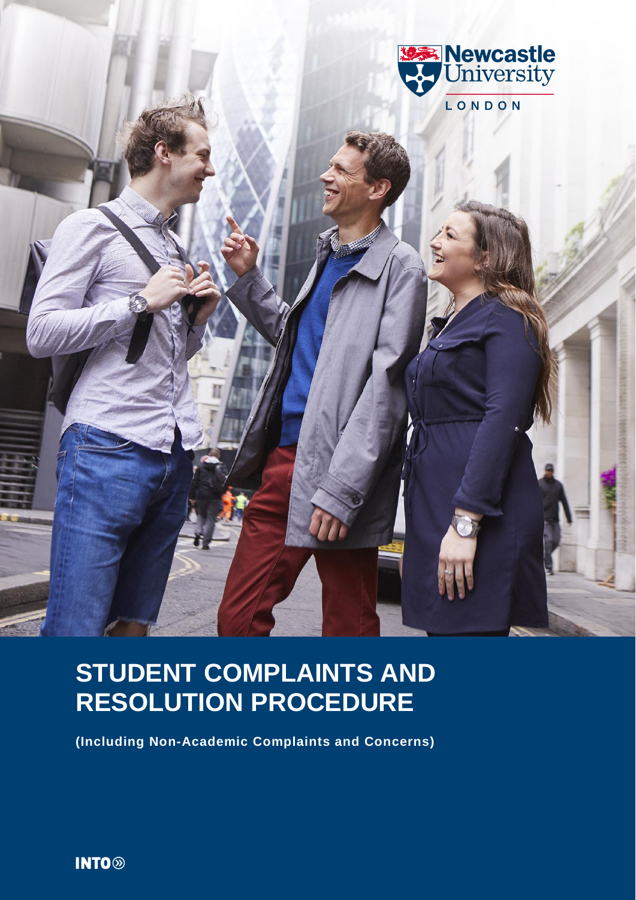Newcastle University

LONDON

# STUDENT COMPLAINTS AND RESOLUTION PROCEDURE

**(Including Non-Academic Complaints and Concerns)**

INTO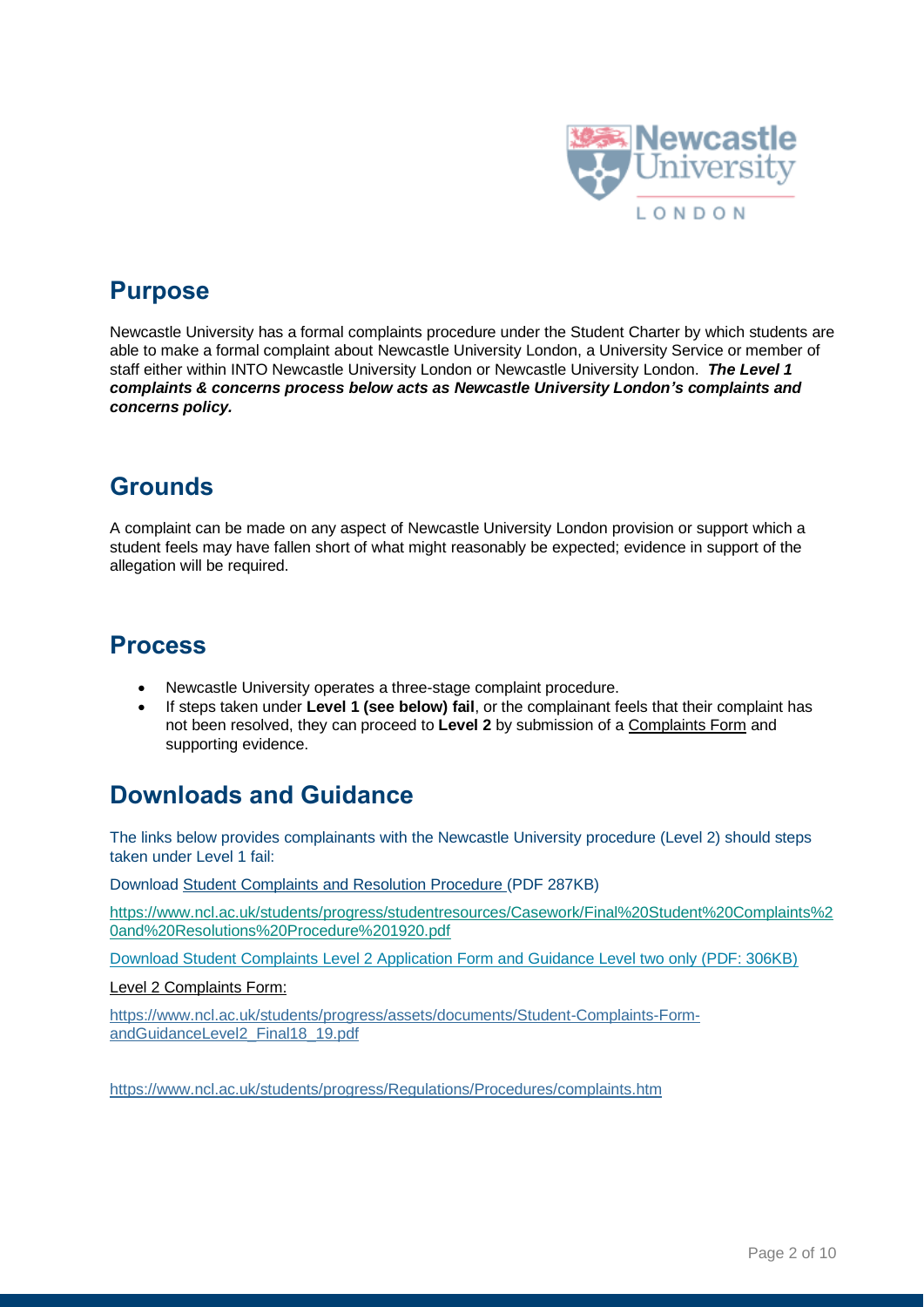## Purpose

Newcastle University has a formal complaints procedure under the Student Charter by which students are able to make a formal complaint about Newcastle University London, a University Service or member of staff either within INTO Newcastle University London or Newcastle University London. ***The Level 1 complaints & concerns process below acts as Newcastle University London's complaints and concerns policy.***

## Grounds

A complaint can be made on any aspect of Newcastle University London provision or support which a student feels may have fallen short of what might reasonably be expected; evidence in support of the allegation will be required.

## Process

- Newcastle University operates a three-stage complaint procedure.
- If steps taken under **Level 1 (see below) fail**, or the complainant feels that their complaint has not been resolved, they can proceed to **Level 2** by submission of a Complaints Form and supporting evidence.

## Downloads and Guidance

The links below provides complainants with the Newcastle University procedure (Level 2) should steps taken under Level 1 fail:

Download Student Complaints and Resolution Procedure (PDF 287KB)

https://www.ncl.ac.uk/students/progress/studentresources/Casework/Final%20Student%20Complaints%20and%20Resolutions%20Procedure%201920.pdf

Download Student Complaints Level 2 Application Form and Guidance Level two only (PDF: 306KB)

Level 2 Complaints Form:

https://www.ncl.ac.uk/students/progress/assets/documents/Student-Complaints-Form-andGuidanceLevel2_Final18_19.pdf

https://www.ncl.ac.uk/students/progress/Regulations/Procedures/complaints.htm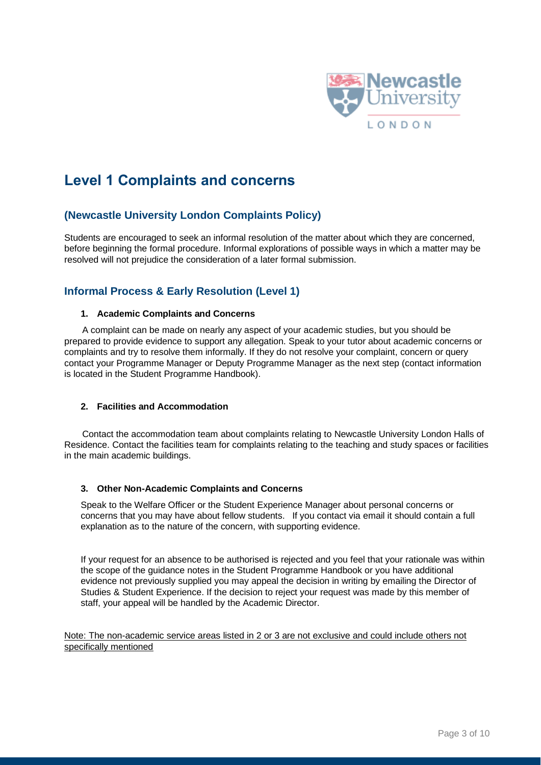# Level 1 Complaints and concerns

## (Newcastle University London Complaints Policy)

Students are encouraged to seek an informal resolution of the matter about which they are concerned, before beginning the formal procedure. Informal explorations of possible ways in which a matter may be resolved will not prejudice the consideration of a later formal submission.

## Informal Process & Early Resolution (Level 1)

### 1. Academic Complaints and Concerns

A complaint can be made on nearly any aspect of your academic studies, but you should be prepared to provide evidence to support any allegation. Speak to your tutor about academic concerns or complaints and try to resolve them informally. If they do not resolve your complaint, concern or query contact your Programme Manager or Deputy Programme Manager as the next step (contact information is located in the Student Programme Handbook).

### 2. Facilities and Accommodation

Contact the accommodation team about complaints relating to Newcastle University London Halls of Residence. Contact the facilities team for complaints relating to the teaching and study spaces or facilities in the main academic buildings.

### 3. Other Non-Academic Complaints and Concerns

Speak to the Welfare Officer or the Student Experience Manager about personal concerns or concerns that you may have about fellow students. If you contact via email it should contain a full explanation as to the nature of the concern, with supporting evidence.

If your request for an absence to be authorised is rejected and you feel that your rationale was within the scope of the guidance notes in the Student Programme Handbook or you have additional evidence not previously supplied you may appeal the decision in writing by emailing the Director of Studies & Student Experience. If the decision to reject your request was made by this member of staff, your appeal will be handled by the Academic Director.

Note: The non-academic service areas listed in 2 or 3 are not exclusive and could include others not specifically mentioned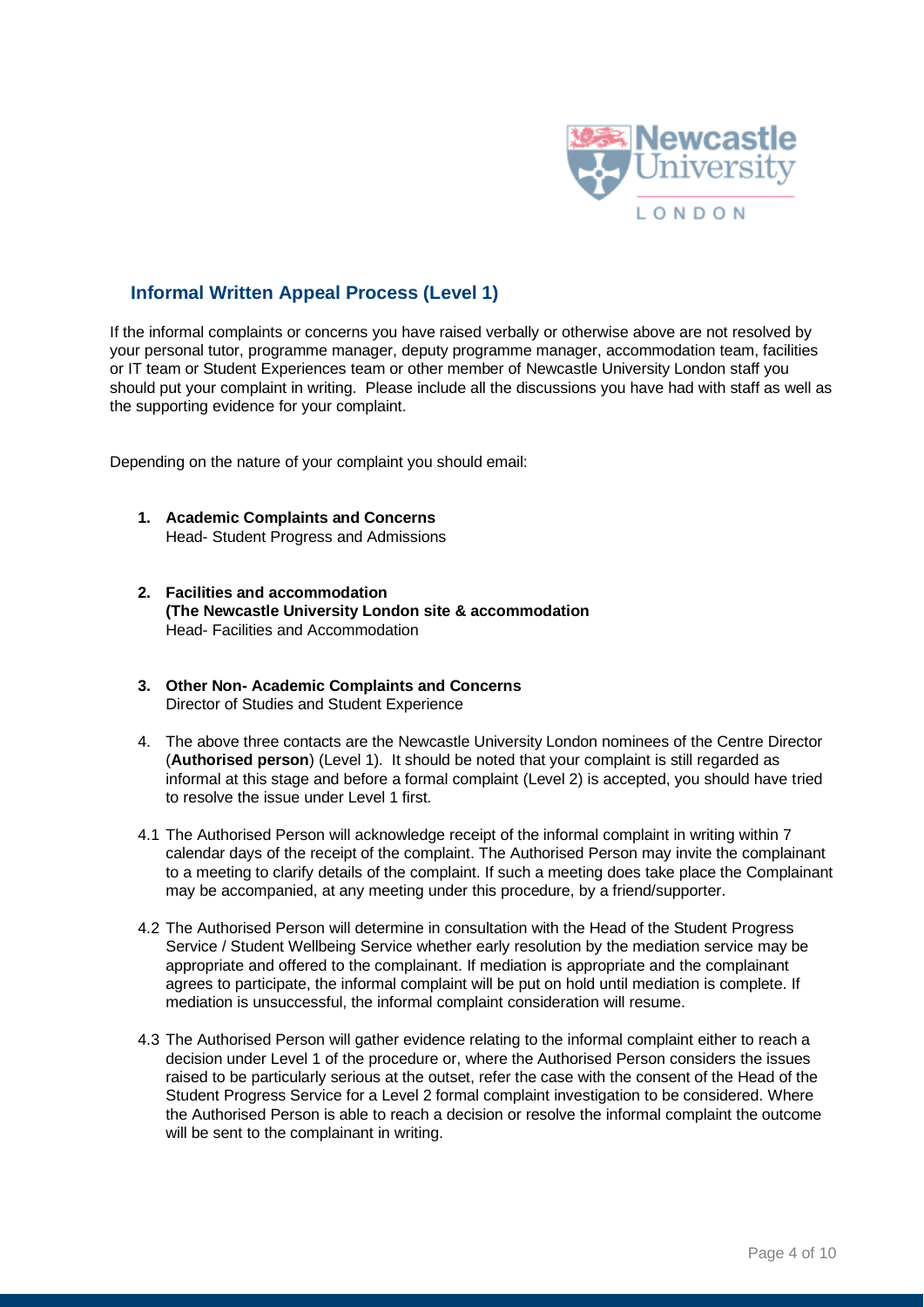## Informal Written Appeal Process (Level 1)

If the informal complaints or concerns you have raised verbally or otherwise above are not resolved by your personal tutor, programme manager, deputy programme manager, accommodation team, facilities or IT team or Student Experiences team or other member of Newcastle University London staff you should put your complaint in writing. Please include all the discussions you have had with staff as well as the supporting evidence for your complaint.

Depending on the nature of your complaint you should email:

1. **Academic Complaints and Concerns**
   Head- Student Progress and Admissions

2. **Facilities and accommodation**
   **(The Newcastle University London site & accommodation**
   Head- Facilities and Accommodation

3. **Other Non- Academic Complaints and Concerns**
   Director of Studies and Student Experience

4. The above three contacts are the Newcastle University London nominees of the Centre Director (**Authorised person**) (Level 1). It should be noted that your complaint is still regarded as informal at this stage and before a formal complaint (Level 2) is accepted, you should have tried to resolve the issue under Level 1 first.

4.1 The Authorised Person will acknowledge receipt of the informal complaint in writing within 7 calendar days of the receipt of the complaint. The Authorised Person may invite the complainant to a meeting to clarify details of the complaint. If such a meeting does take place the Complainant may be accompanied, at any meeting under this procedure, by a friend/supporter.

4.2 The Authorised Person will determine in consultation with the Head of the Student Progress Service / Student Wellbeing Service whether early resolution by the mediation service may be appropriate and offered to the complainant. If mediation is appropriate and the complainant agrees to participate, the informal complaint will be put on hold until mediation is complete. If mediation is unsuccessful, the informal complaint consideration will resume.

4.3 The Authorised Person will gather evidence relating to the informal complaint either to reach a decision under Level 1 of the procedure or, where the Authorised Person considers the issues raised to be particularly serious at the outset, refer the case with the consent of the Head of the Student Progress Service for a Level 2 formal complaint investigation to be considered. Where the Authorised Person is able to reach a decision or resolve the informal complaint the outcome will be sent to the complainant in writing.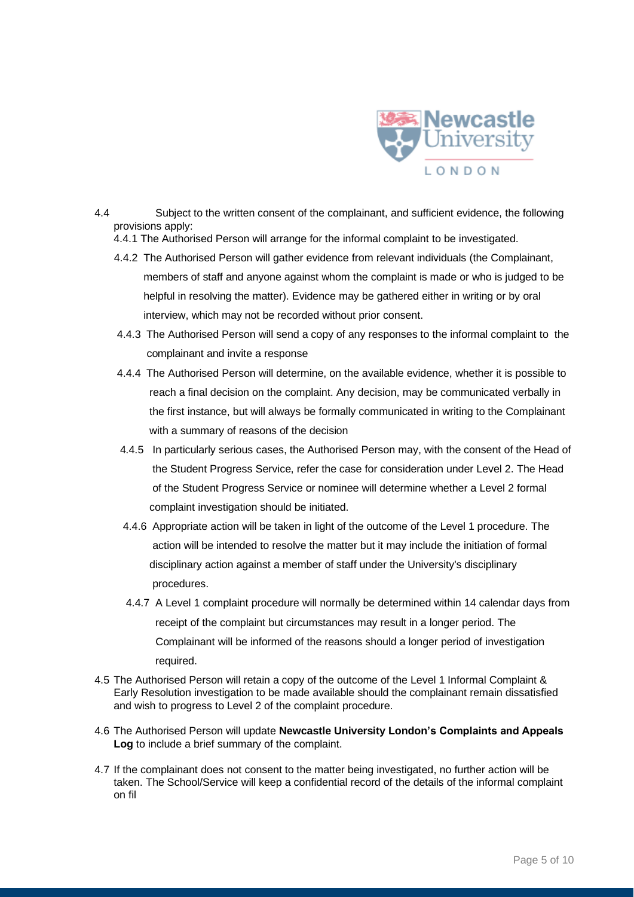4.4 Subject to the written consent of the complainant, and sufficient evidence, the following provisions apply:

4.4.1 The Authorised Person will arrange for the informal complaint to be investigated.

4.4.2 The Authorised Person will gather evidence from relevant individuals (the Complainant, members of staff and anyone against whom the complaint is made or who is judged to be helpful in resolving the matter). Evidence may be gathered either in writing or by oral interview, which may not be recorded without prior consent.

4.4.3 The Authorised Person will send a copy of any responses to the informal complaint to the complainant and invite a response

4.4.4 The Authorised Person will determine, on the available evidence, whether it is possible to reach a final decision on the complaint. Any decision, may be communicated verbally in the first instance, but will always be formally communicated in writing to the Complainant with a summary of reasons of the decision

4.4.5 In particularly serious cases, the Authorised Person may, with the consent of the Head of the Student Progress Service, refer the case for consideration under Level 2. The Head of the Student Progress Service or nominee will determine whether a Level 2 formal complaint investigation should be initiated.

4.4.6 Appropriate action will be taken in light of the outcome of the Level 1 procedure. The action will be intended to resolve the matter but it may include the initiation of formal disciplinary action against a member of staff under the University's disciplinary procedures.

4.4.7 A Level 1 complaint procedure will normally be determined within 14 calendar days from receipt of the complaint but circumstances may result in a longer period. The Complainant will be informed of the reasons should a longer period of investigation required.

4.5 The Authorised Person will retain a copy of the outcome of the Level 1 Informal Complaint & Early Resolution investigation to be made available should the complainant remain dissatisfied and wish to progress to Level 2 of the complaint procedure.

4.6 The Authorised Person will update **Newcastle University London's Complaints and Appeals Log** to include a brief summary of the complaint.

4.7 If the complainant does not consent to the matter being investigated, no further action will be taken. The School/Service will keep a confidential record of the details of the informal complaint on fil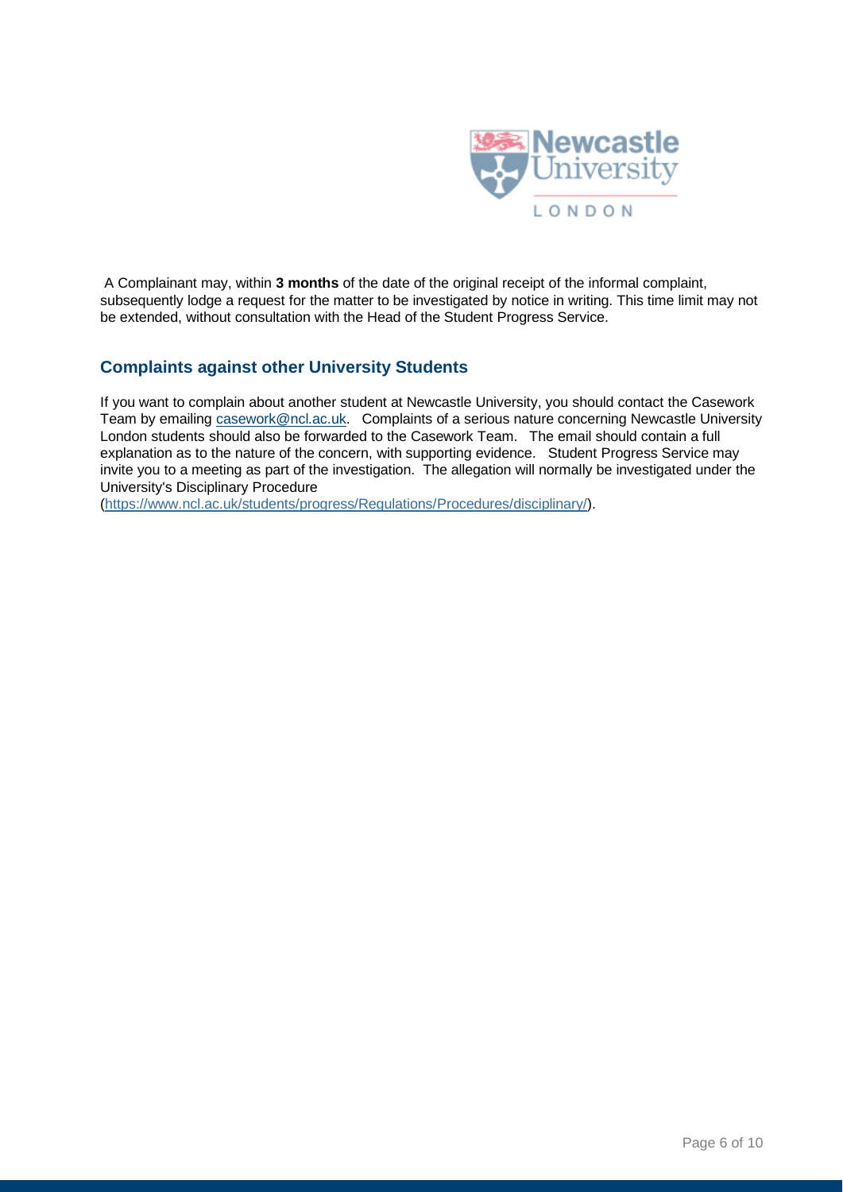A Complainant may, within **3 months** of the date of the original receipt of the informal complaint, subsequently lodge a request for the matter to be investigated by notice in writing. This time limit may not be extended, without consultation with the Head of the Student Progress Service.

## Complaints against other University Students

If you want to complain about another student at Newcastle University, you should contact the Casework Team by emailing casework@ncl.ac.uk. Complaints of a serious nature concerning Newcastle University London students should also be forwarded to the Casework Team. The email should contain a full explanation as to the nature of the concern, with supporting evidence. Student Progress Service may invite you to a meeting as part of the investigation. The allegation will normally be investigated under the University's Disciplinary Procedure (https://www.ncl.ac.uk/students/progress/Regulations/Procedures/disciplinary/).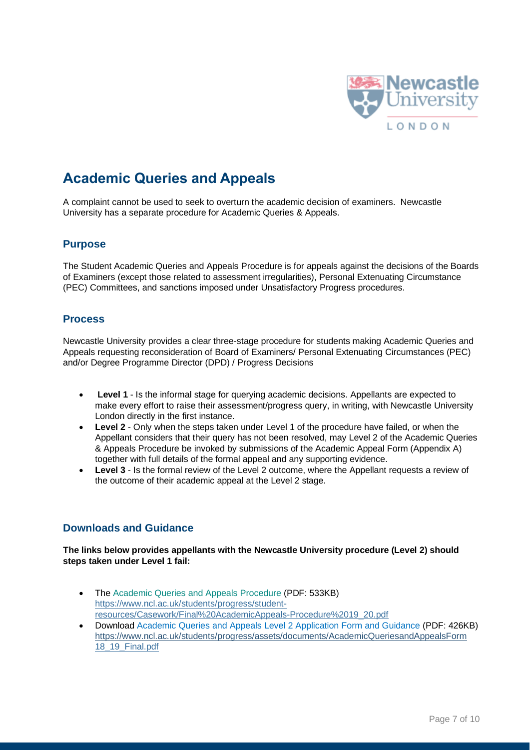# Academic Queries and Appeals

A complaint cannot be used to seek to overturn the academic decision of examiners. Newcastle University has a separate procedure for Academic Queries & Appeals.

## Purpose

The Student Academic Queries and Appeals Procedure is for appeals against the decisions of the Boards of Examiners (except those related to assessment irregularities), Personal Extenuating Circumstance (PEC) Committees, and sanctions imposed under Unsatisfactory Progress procedures.

## Process

Newcastle University provides a clear three-stage procedure for students making Academic Queries and Appeals requesting reconsideration of Board of Examiners/ Personal Extenuating Circumstances (PEC) and/or Degree Programme Director (DPD) / Progress Decisions

- **Level 1** - Is the informal stage for querying academic decisions. Appellants are expected to make every effort to raise their assessment/progress query, in writing, with Newcastle University London directly in the first instance.
- **Level 2** - Only when the steps taken under Level 1 of the procedure have failed, or when the Appellant considers that their query has not been resolved, may Level 2 of the Academic Queries & Appeals Procedure be invoked by submissions of the Academic Appeal Form (Appendix A) together with full details of the formal appeal and any supporting evidence.
- **Level 3** - Is the formal review of the Level 2 outcome, where the Appellant requests a review of the outcome of their academic appeal at the Level 2 stage.

## Downloads and Guidance

**The links below provides appellants with the Newcastle University procedure (Level 2) should steps taken under Level 1 fail:**

- The Academic Queries and Appeals Procedure (PDF: 533KB) https://www.ncl.ac.uk/students/progress/student-resources/Casework/Final%20AcademicAppeals-Procedure%2019_20.pdf
- Download Academic Queries and Appeals Level 2 Application Form and Guidance (PDF: 426KB) https://www.ncl.ac.uk/students/progress/assets/documents/AcademicQueriesandAppealsForm18_19_Final.pdf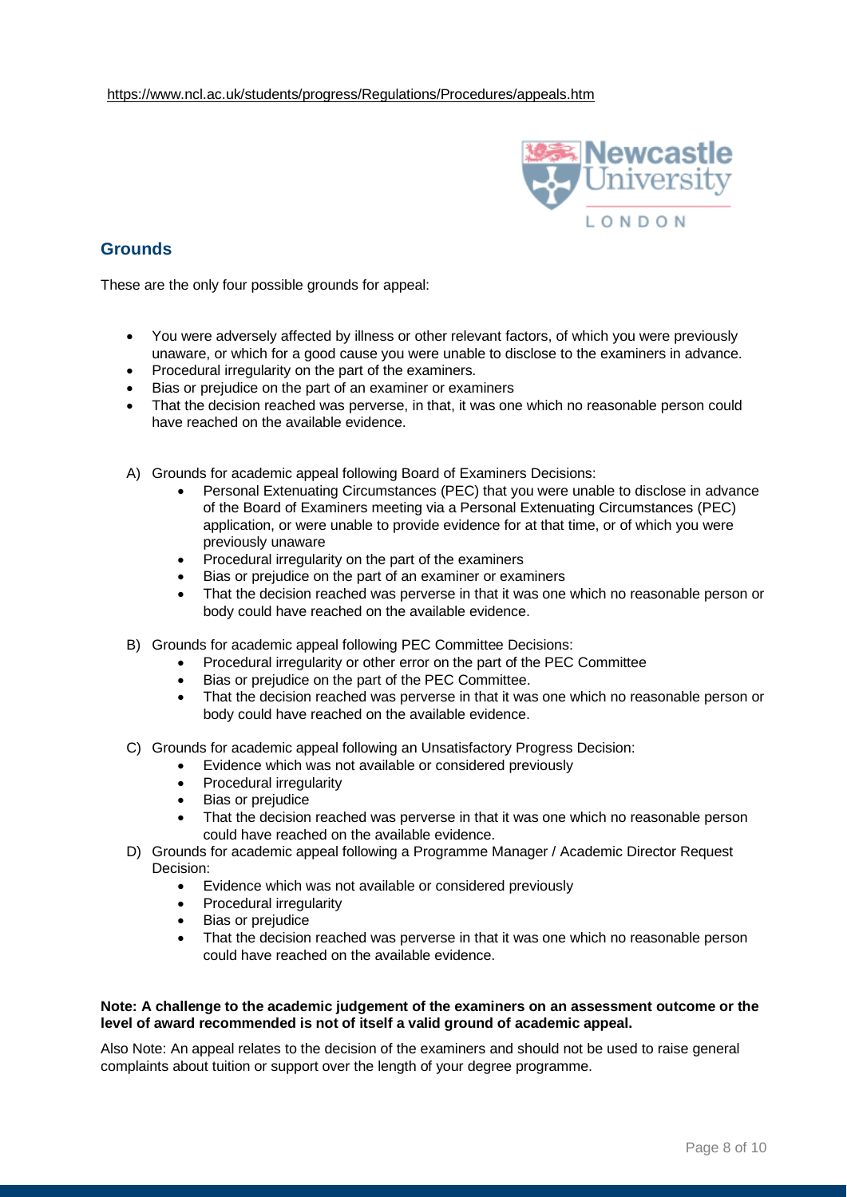https://www.ncl.ac.uk/students/progress/Regulations/Procedures/appeals.htm

## Grounds

These are the only four possible grounds for appeal:

- You were adversely affected by illness or other relevant factors, of which you were previously unaware, or which for a good cause you were unable to disclose to the examiners in advance.
- Procedural irregularity on the part of the examiners.
- Bias or prejudice on the part of an examiner or examiners
- That the decision reached was perverse, in that, it was one which no reasonable person could have reached on the available evidence.

A) Grounds for academic appeal following Board of Examiners Decisions:
   - Personal Extenuating Circumstances (PEC) that you were unable to disclose in advance of the Board of Examiners meeting via a Personal Extenuating Circumstances (PEC) application, or were unable to provide evidence for at that time, or of which you were previously unaware
   - Procedural irregularity on the part of the examiners
   - Bias or prejudice on the part of an examiner or examiners
   - That the decision reached was perverse in that it was one which no reasonable person or body could have reached on the available evidence.

B) Grounds for academic appeal following PEC Committee Decisions:
   - Procedural irregularity or other error on the part of the PEC Committee
   - Bias or prejudice on the part of the PEC Committee.
   - That the decision reached was perverse in that it was one which no reasonable person or body could have reached on the available evidence.

C) Grounds for academic appeal following an Unsatisfactory Progress Decision:
   - Evidence which was not available or considered previously
   - Procedural irregularity
   - Bias or prejudice
   - That the decision reached was perverse in that it was one which no reasonable person could have reached on the available evidence.

D) Grounds for academic appeal following a Programme Manager / Academic Director Request Decision:
   - Evidence which was not available or considered previously
   - Procedural irregularity
   - Bias or prejudice
   - That the decision reached was perverse in that it was one which no reasonable person could have reached on the available evidence.

**Note: A challenge to the academic judgement of the examiners on an assessment outcome or the level of award recommended is not of itself a valid ground of academic appeal.**

Also Note: An appeal relates to the decision of the examiners and should not be used to raise general complaints about tuition or support over the length of your degree programme.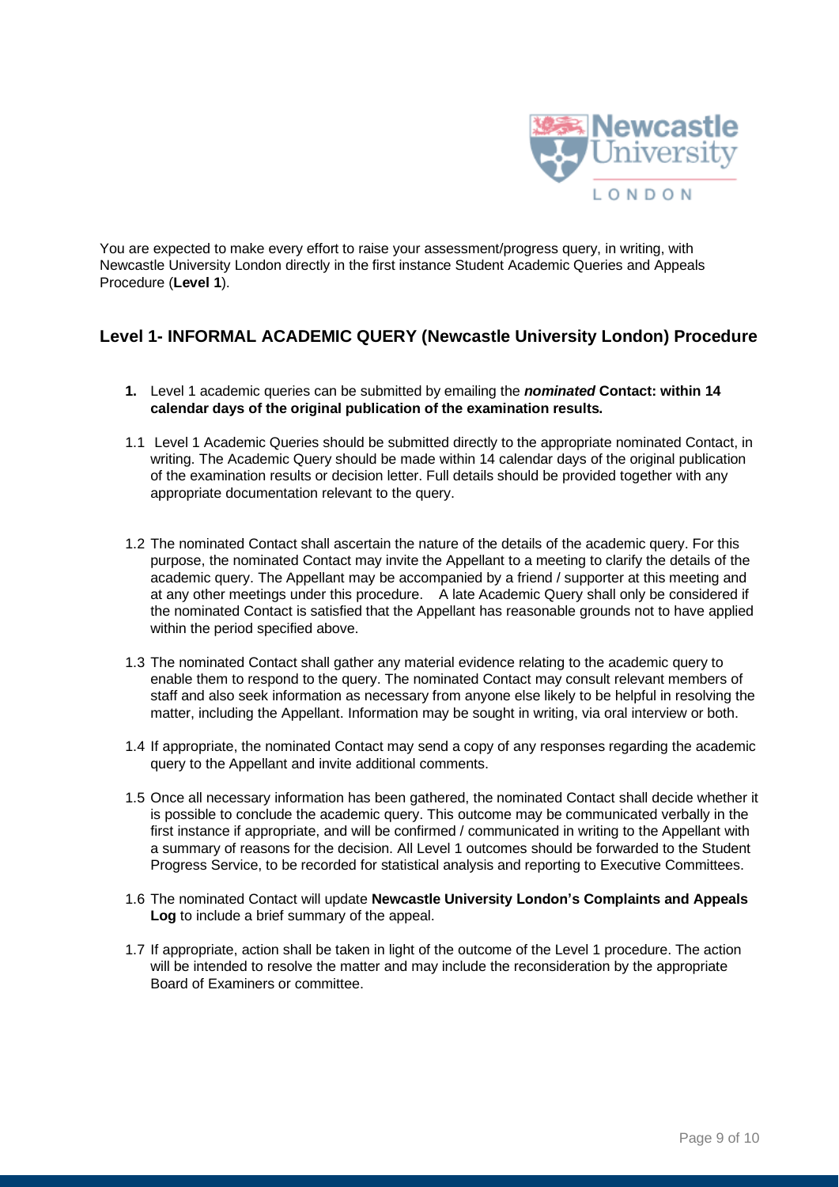You are expected to make every effort to raise your assessment/progress query, in writing, with Newcastle University London directly in the first instance Student Academic Queries and Appeals Procedure (**Level 1**).

## Level 1- INFORMAL ACADEMIC QUERY (Newcastle University London) Procedure

1. Level 1 academic queries can be submitted by emailing the ***nominated*** **Contact: within 14 calendar days of the original publication of the examination results.**

1.1 Level 1 Academic Queries should be submitted directly to the appropriate nominated Contact, in writing. The Academic Query should be made within 14 calendar days of the original publication of the examination results or decision letter. Full details should be provided together with any appropriate documentation relevant to the query.

1.2 The nominated Contact shall ascertain the nature of the details of the academic query. For this purpose, the nominated Contact may invite the Appellant to a meeting to clarify the details of the academic query. The Appellant may be accompanied by a friend / supporter at this meeting and at any other meetings under this procedure. A late Academic Query shall only be considered if the nominated Contact is satisfied that the Appellant has reasonable grounds not to have applied within the period specified above.

1.3 The nominated Contact shall gather any material evidence relating to the academic query to enable them to respond to the query. The nominated Contact may consult relevant members of staff and also seek information as necessary from anyone else likely to be helpful in resolving the matter, including the Appellant. Information may be sought in writing, via oral interview or both.

1.4 If appropriate, the nominated Contact may send a copy of any responses regarding the academic query to the Appellant and invite additional comments.

1.5 Once all necessary information has been gathered, the nominated Contact shall decide whether it is possible to conclude the academic query. This outcome may be communicated verbally in the first instance if appropriate, and will be confirmed / communicated in writing to the Appellant with a summary of reasons for the decision. All Level 1 outcomes should be forwarded to the Student Progress Service, to be recorded for statistical analysis and reporting to Executive Committees.

1.6 The nominated Contact will update **Newcastle University London's Complaints and Appeals Log** to include a brief summary of the appeal.

1.7 If appropriate, action shall be taken in light of the outcome of the Level 1 procedure. The action will be intended to resolve the matter and may include the reconsideration by the appropriate Board of Examiners or committee.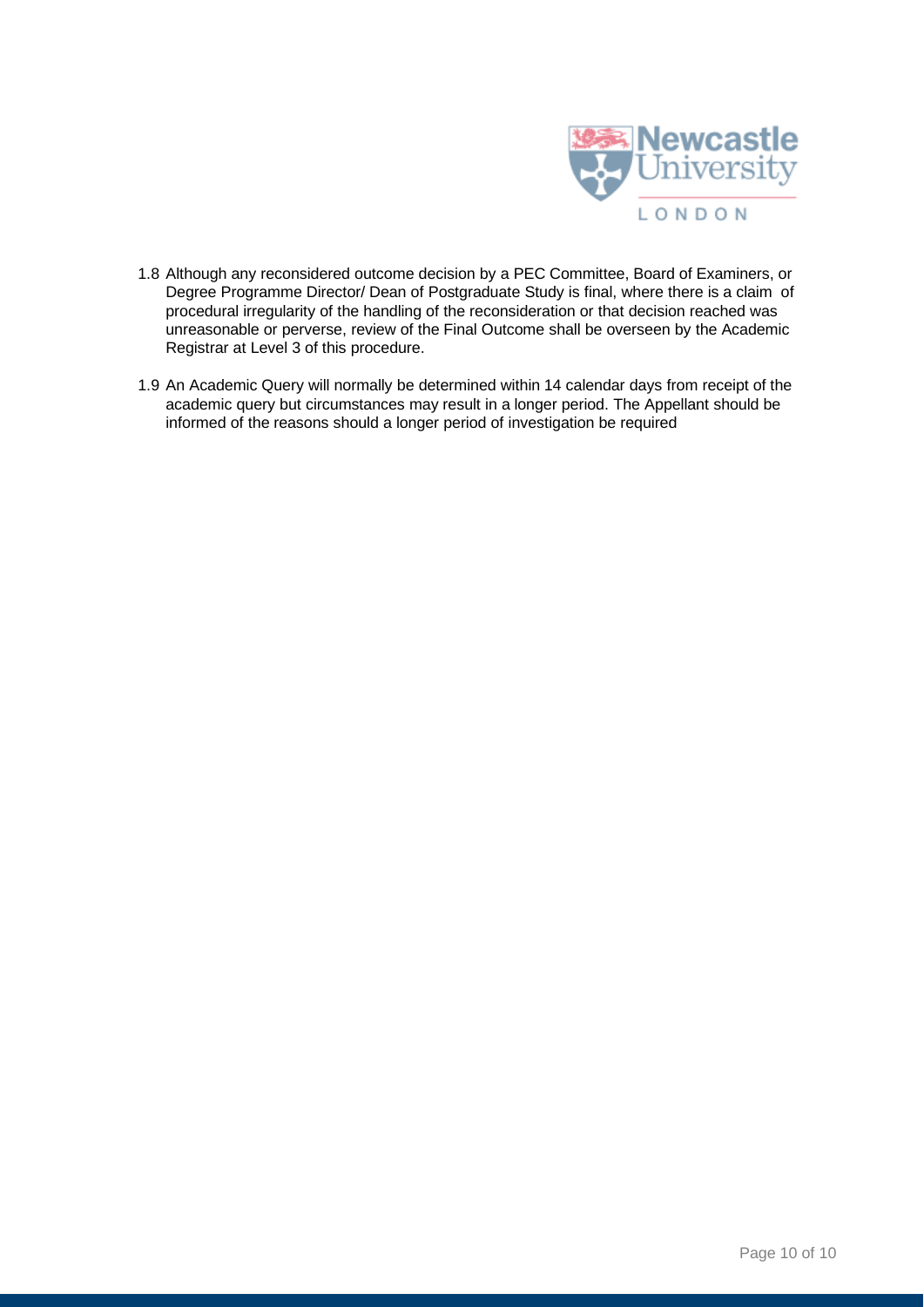1.8 Although any reconsidered outcome decision by a PEC Committee, Board of Examiners, or Degree Programme Director/ Dean of Postgraduate Study is final, where there is a claim of procedural irregularity of the handling of the reconsideration or that decision reached was unreasonable or perverse, review of the Final Outcome shall be overseen by the Academic Registrar at Level 3 of this procedure.

1.9 An Academic Query will normally be determined within 14 calendar days from receipt of the academic query but circumstances may result in a longer period. The Appellant should be informed of the reasons should a longer period of investigation be required